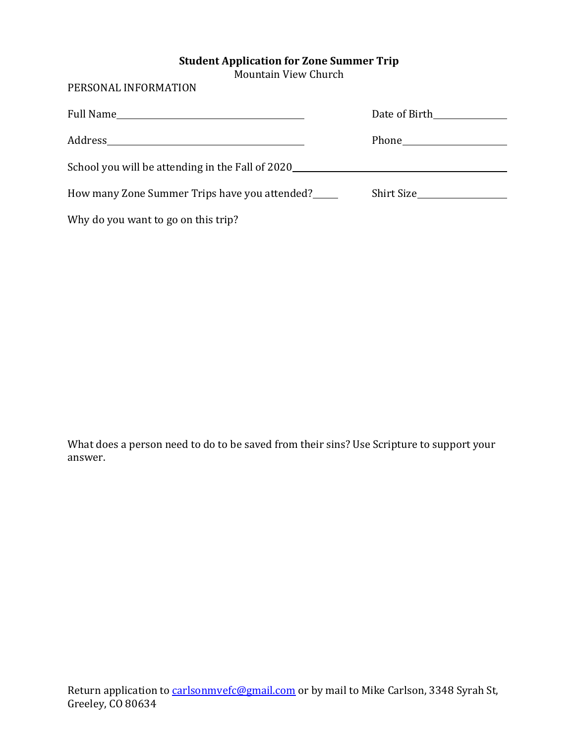**Student Application for Zone Summer Trip**

Mountain View Church

PERSONAL INFORMATION

Full Name________________________________________ Date of Birth______________

Address__________________________________________ Phone____________________

School you will be attending in the Fall of 2020___________________________________________

How many Zone Summer Trips have you attended?_____ Shirt Size_________________

Why do you want to go on this trip?

What does a person need to do to be saved from their sins? Use Scripture to support your answer.

Return application to [carlsonmvefc@gmail.com](mailto:carlsonmvefc@gmail.com) or by mail to Mike Carlson, 3348 Syrah St, Greeley, CO 80634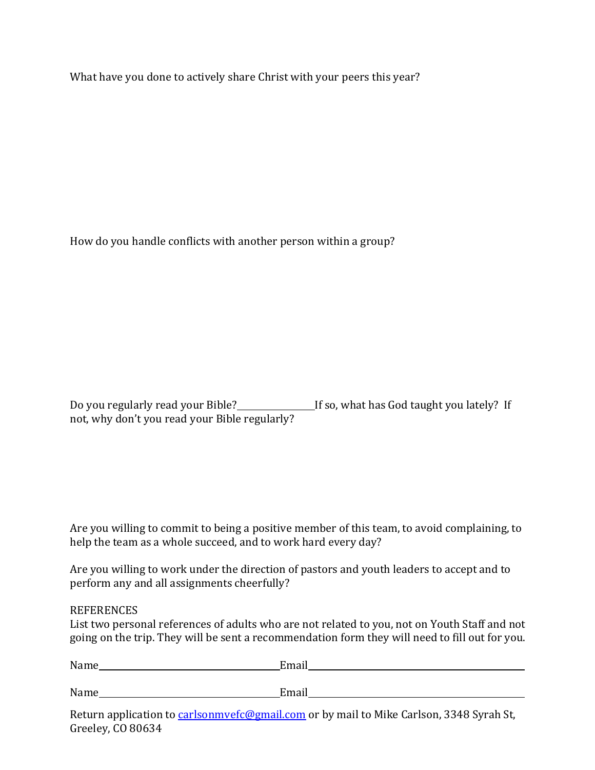What have you done to actively share Christ with your peers this year?

How do you handle conflicts with another person within a group?

Do you regularly read your Bible?_______________ If so, what has God taught you lately? If not, why don't you read your Bible regularly?

Are you willing to commit to being a positive member of this team, to avoid complaining, to help the team as a whole succeed, and to work hard every day?

Are you willing to work under the direction of pastors and youth leaders to accept and to perform any and all assignments cheerfully?

REFERENCES

List two personal references of adults who are not related to you, not on Youth Staff and not going on the trip. They will be sent a recommendation form they will need to fill out for you.

Name_________________________________ Email_________________________________________

Name_________________________________ Email_________________________________________

Return application to carlsonmvefc@gmail.com or by mail to Mike Carlson, 3348 Syrah St, Greeley, CO 80634